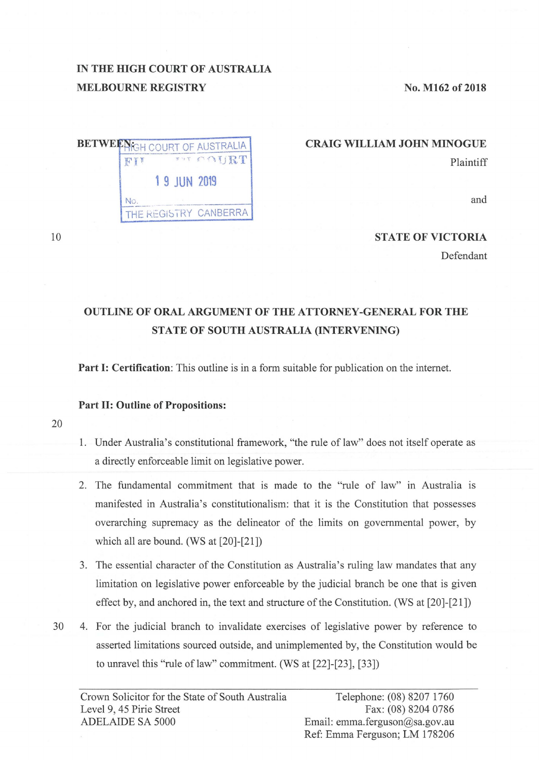IN THE HIGH COURT OF AUSTRALIA
MELBOURNE REGISTRY

No. M162 of 2018

BETWEEN:

HIGH COURT OF AUSTRALIA
FILED IN COURT
19 JUN 2019
No.
THE REGISTRY CANBERRA

**CRAIG WILLIAM JOHN MINOGUE**
Plaintiff

and

**STATE OF VICTORIA**
Defendant

**OUTLINE OF ORAL ARGUMENT OF THE ATTORNEY-GENERAL FOR THE STATE OF SOUTH AUSTRALIA (INTERVENING)**

**Part I: Certification**: This outline is in a form suitable for publication on the internet.

**Part II: Outline of Propositions:**

1. Under Australia's constitutional framework, "the rule of law" does not itself operate as a directly enforceable limit on legislative power.

2. The fundamental commitment that is made to the "rule of law" in Australia is manifested in Australia's constitutionalism: that it is the Constitution that possesses overarching supremacy as the delineator of the limits on governmental power, by which all are bound. (WS at [20]-[21])

3. The essential character of the Constitution as Australia's ruling law mandates that any limitation on legislative power enforceable by the judicial branch be one that is given effect by, and anchored in, the text and structure of the Constitution. (WS at [20]-[21])

4. For the judicial branch to invalidate exercises of legislative power by reference to asserted limitations sourced outside, and unimplemented by, the Constitution would be to unravel this "rule of law" commitment. (WS at [22]-[23], [33])

Crown Solicitor for the State of South Australia
Level 9, 45 Pirie Street
ADELAIDE SA 5000

Telephone: (08) 8207 1760
Fax: (08) 8204 0786
Email: emma.ferguson@sa.gov.au
Ref: Emma Ferguson; LM 178206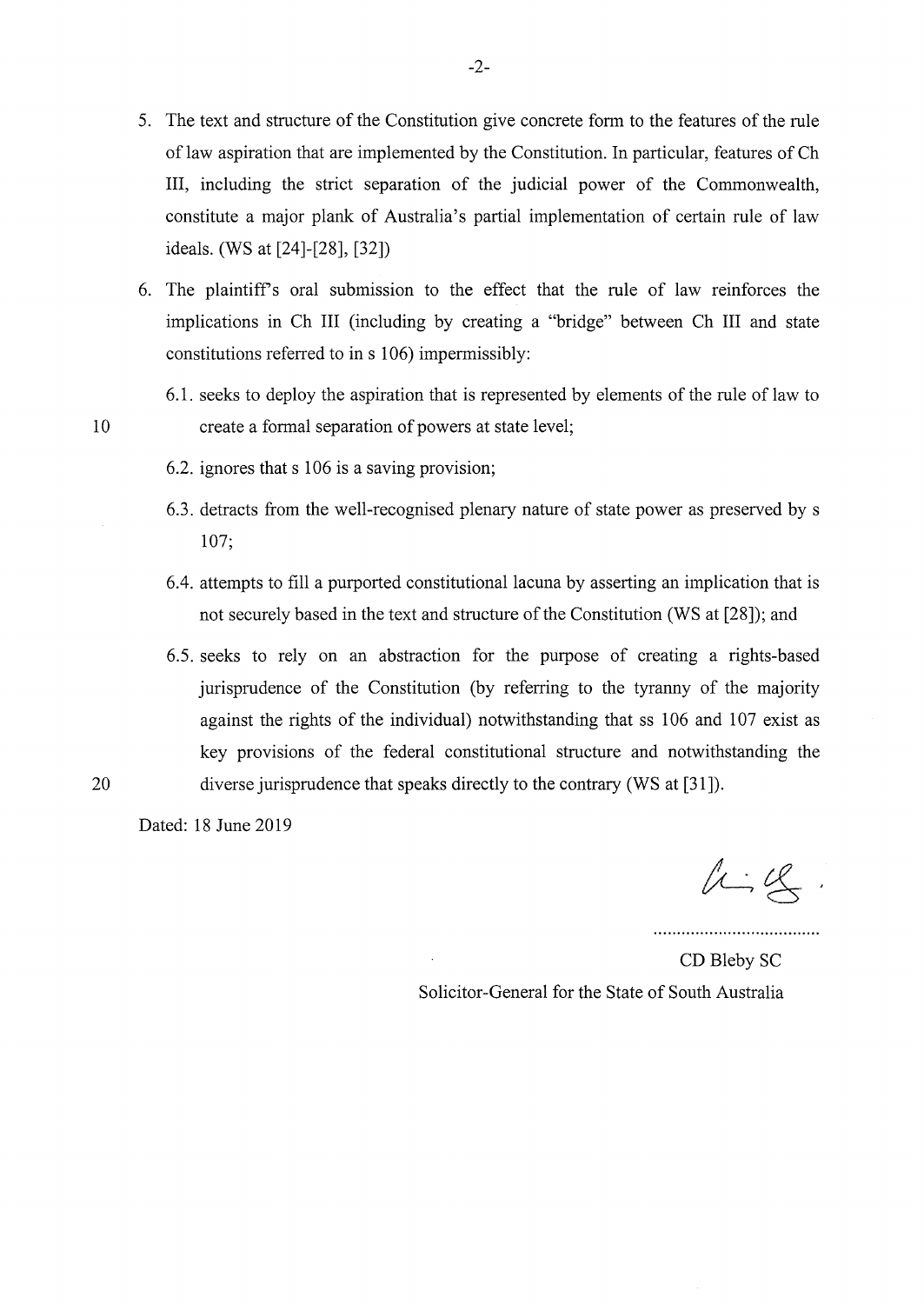5. The text and structure of the Constitution give concrete form to the features of the rule of law aspiration that are implemented by the Constitution. In particular, features of Ch III, including the strict separation of the judicial power of the Commonwealth, constitute a major plank of Australia's partial implementation of certain rule of law ideals. (WS at [24]-[28], [32])

6. The plaintiff's oral submission to the effect that the rule of law reinforces the implications in Ch III (including by creating a "bridge" between Ch III and state constitutions referred to in s 106) impermissibly:

   6.1. seeks to deploy the aspiration that is represented by elements of the rule of law to create a formal separation of powers at state level;

   6.2. ignores that s 106 is a saving provision;

   6.3. detracts from the well-recognised plenary nature of state power as preserved by s 107;

   6.4. attempts to fill a purported constitutional lacuna by asserting an implication that is not securely based in the text and structure of the Constitution (WS at [28]); and

   6.5. seeks to rely on an abstraction for the purpose of creating a rights-based jurisprudence of the Constitution (by referring to the tyranny of the majority against the rights of the individual) notwithstanding that ss 106 and 107 exist as key provisions of the federal constitutional structure and notwithstanding the diverse jurisprudence that speaks directly to the contrary (WS at [31]).

Dated: 18 June 2019

....................................

CD Bleby SC

Solicitor-General for the State of South Australia